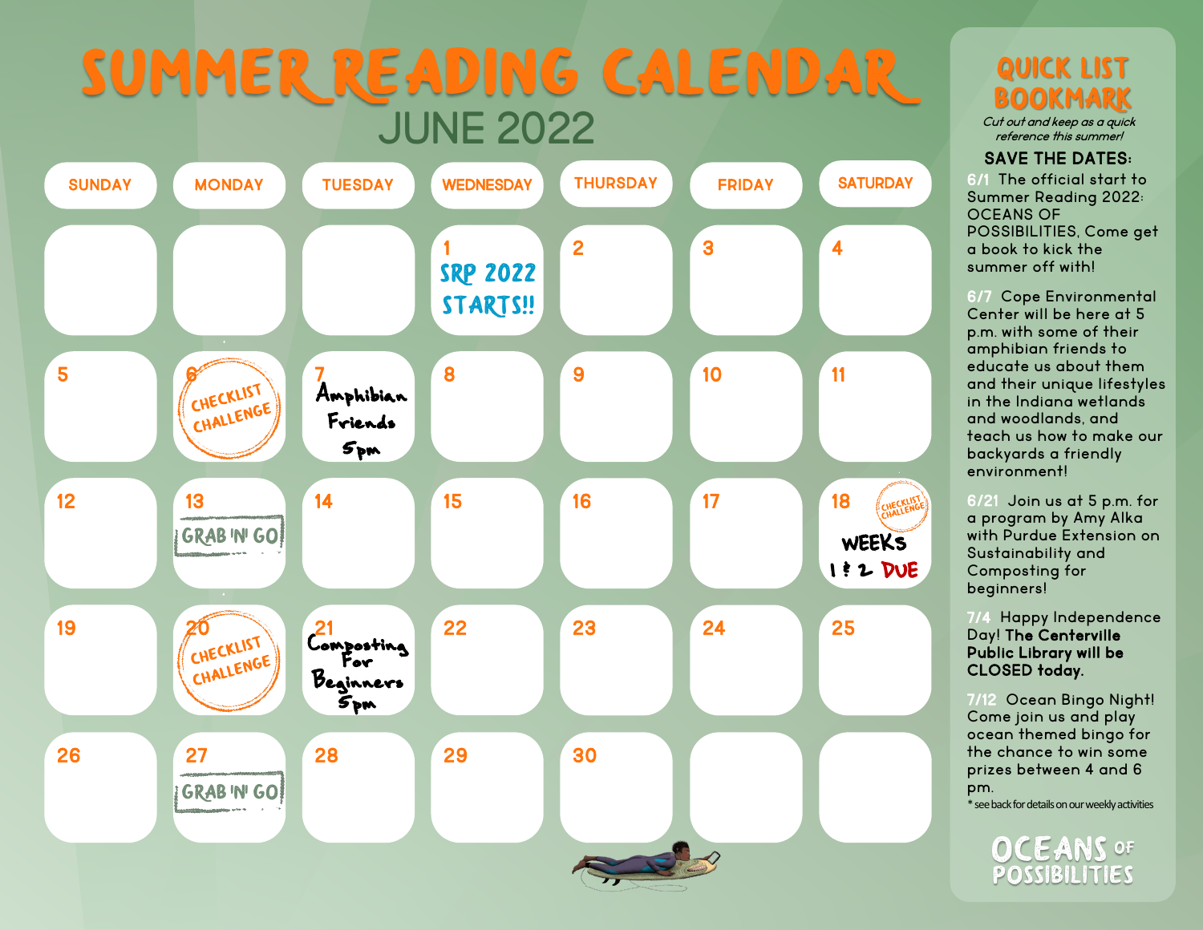# SUMMER READING CALENDAR

## JUNE 2022

| SUNDAY | MONDAY | TUESDAY | WEDNESDAY | THURSDAY | FRIDAY | SATURDAY |
|---|---|---|---|---|---|---|
| | | | 1 SRP 2022 STARTS!! | 2 | 3 | 4 |
| 5 | 6 CHECKLIST CHALLENGE | 7 Amphibian Friends 5pm | 8 | 9 | 10 | 11 |
| 12 | 13 GRAB 'N' GO | 14 | 15 | 16 | 17 | 18 CHECKLIST CHALLENGE WEEKS 1 & 2 DUE |
| 19 | 20 CHECKLIST CHALLENGE | 21 Composting For Beginners 5pm | 22 | 23 | 24 | 25 |
| 26 | 27 GRAB 'N' GO | 28 | 29 | 30 | | |

## QUICK LIST BOOKMARK

*Cut out and keep as a quick reference this summer!*

### SAVE THE DATES:

**6/1** The official start to Summer Reading 2022: OCEANS OF POSSIBILITIES, Come get a book to kick the summer off with!

**6/7** Cope Environmental Center will be here at 5 p.m. with some of their amphibian friends to educate us about them and their unique lifestyles in the Indiana wetlands and woodlands, and teach us how to make our backyards a friendly environment!

**6/21** Join us at 5 p.m. for a program by Amy Alka with Purdue Extension on Sustainability and Composting for beginners!

**7/4** Happy Independence Day! **The Centerville Public Library will be CLOSED today.**

**7/12** Ocean Bingo Night! Come join us and play ocean themed bingo for the chance to win some prizes between 4 and 6 pm.

* see back for details on our weekly activities

OCEANS OF POSSIBILITIES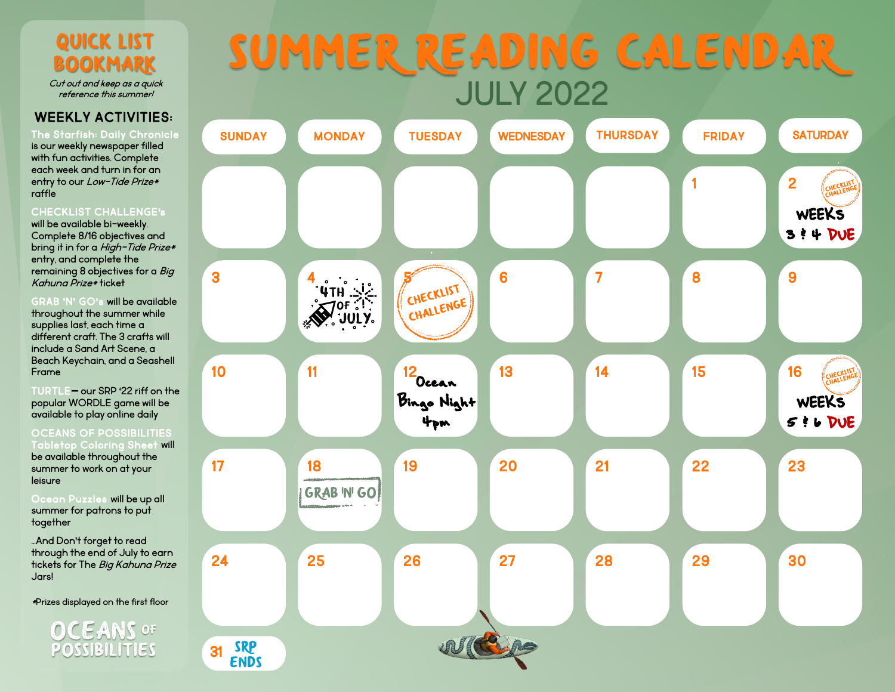# QUICK LIST BOOKMARK

*Cut out and keep as a quick reference this summer!*

## WEEKLY ACTIVITIES:

**The Starfish: Daily Chronicle** is our weekly newspaper filled with fun activities. Complete each week and turn in for an entry to our *Low-Tide Prize** raffle

**CHECKLIST CHALLENGE's** will be available bi-weekly. Complete 8/16 objectives and bring it in for a *High-Tide Prize** entry, and complete the remaining 8 objectives for a *Big Kahuna Prize** ticket

**GRAB 'N' GO's** will be available throughout the summer while supplies last, each time a different craft. The 3 crafts will include a Sand Art Scene, a Beach Keychain, and a Seashell Frame

**TURTLE**— our SRP '22 riff on the popular WORDLE game will be available to play online daily

**OCEANS OF POSSIBILITIES Tabletop Coloring Sheet** will be available throughout the summer to work on at your leisure

**Ocean Puzzles** will be up all summer for patrons to put together

...And Don't forget to read through the end of July to earn tickets for The *Big Kahuna Prize* Jars!

*Prizes displayed on the first floor

OCEANS OF POSSIBILITIES

# SUMMER READING CALENDAR

## JULY 2022

| SUNDAY | MONDAY | TUESDAY | WEDNESDAY | THURSDAY | FRIDAY | SATURDAY |
|---|---|---|---|---|---|---|
| | | | | | 1 | 2 CHECKLIST CHALLENGE WEEKS 3 & 4 DUE |
| 3 | 4 4TH OF JULY | 5 CHECKLIST CHALLENGE | 6 | 7 | 8 | 9 |
| 10 | 11 | 12 Ocean Bingo Night 4pm | 13 | 14 | 15 | 16 CHECKLIST CHALLENGE WEEKS 5 & 6 DUE |
| 17 | 18 GRAB 'N' GO | 19 | 20 | 21 | 22 | 23 |
| 24 | 25 | 26 | 27 | 28 | 29 | 30 |
| 31 SRP ENDS | | | | | | |